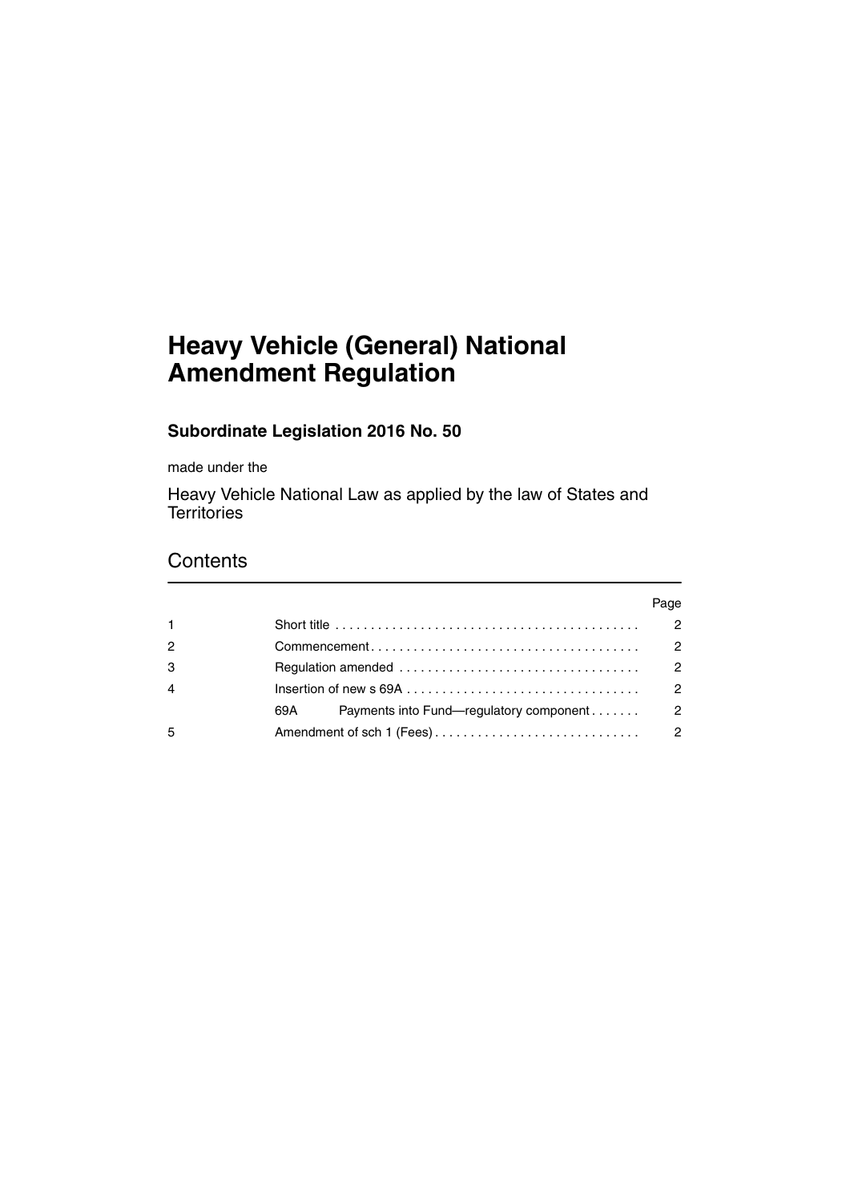# Heavy Vehicle (General) National Amendment Regulation

## Subordinate Legislation 2016 No. 50

made under the

Heavy Vehicle National Law as applied by the law of States and Territories

## Contents

| | | Page |
|---|---|---|
| 1 | Short title | 2 |
| 2 | Commencement | 2 |
| 3 | Regulation amended | 2 |
| 4 | Insertion of new s 69A | 2 |
| | 69A Payments into Fund—regulatory component | 2 |
| 5 | Amendment of sch 1 (Fees) | 2 |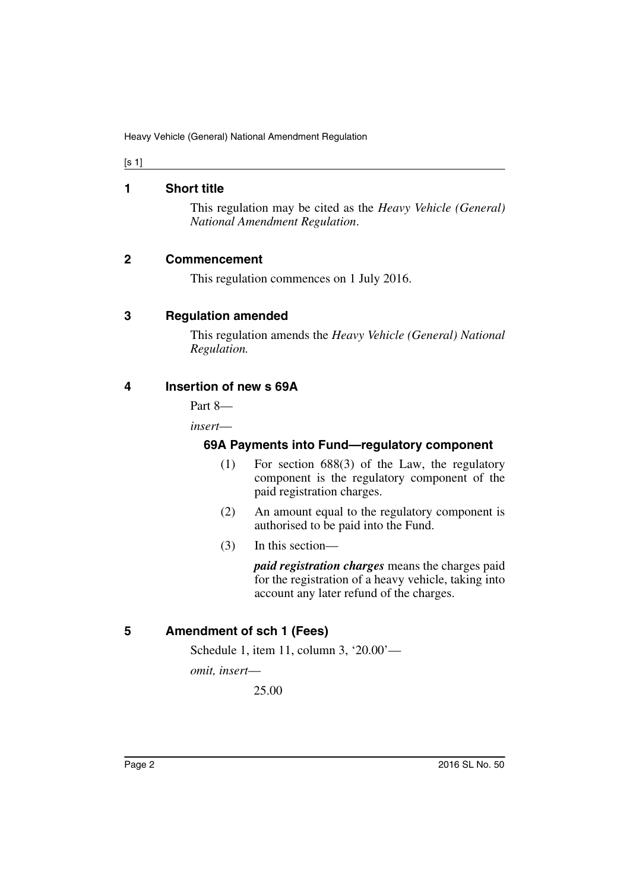## 1 Short title

This regulation may be cited as the *Heavy Vehicle (General) National Amendment Regulation*.

## 2 Commencement

This regulation commences on 1 July 2016.

## 3 Regulation amended

This regulation amends the *Heavy Vehicle (General) National Regulation.*

## 4 Insertion of new s 69A

Part 8—

*insert*—

### 69A Payments into Fund—regulatory component

(1) For section 688(3) of the Law, the regulatory component is the regulatory component of the paid registration charges.

(2) An amount equal to the regulatory component is authorised to be paid into the Fund.

(3) In this section—

***paid registration charges*** means the charges paid for the registration of a heavy vehicle, taking into account any later refund of the charges.

## 5 Amendment of sch 1 (Fees)

Schedule 1, item 11, column 3, '20.00'—

*omit, insert*—

25.00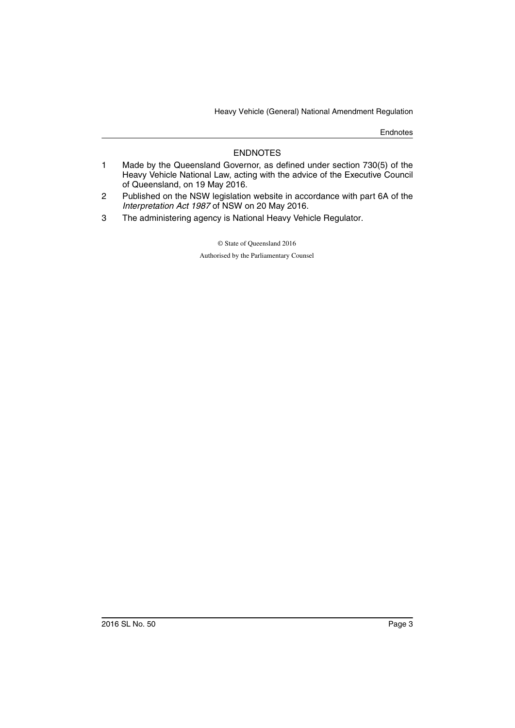## ENDNOTES

1. Made by the Queensland Governor, as defined under section 730(5) of the Heavy Vehicle National Law, acting with the advice of the Executive Council of Queensland, on 19 May 2016.
2. Published on the NSW legislation website in accordance with part 6A of the *Interpretation Act 1987* of NSW on 20 May 2016.
3. The administering agency is National Heavy Vehicle Regulator.

© State of Queensland 2016

Authorised by the Parliamentary Counsel